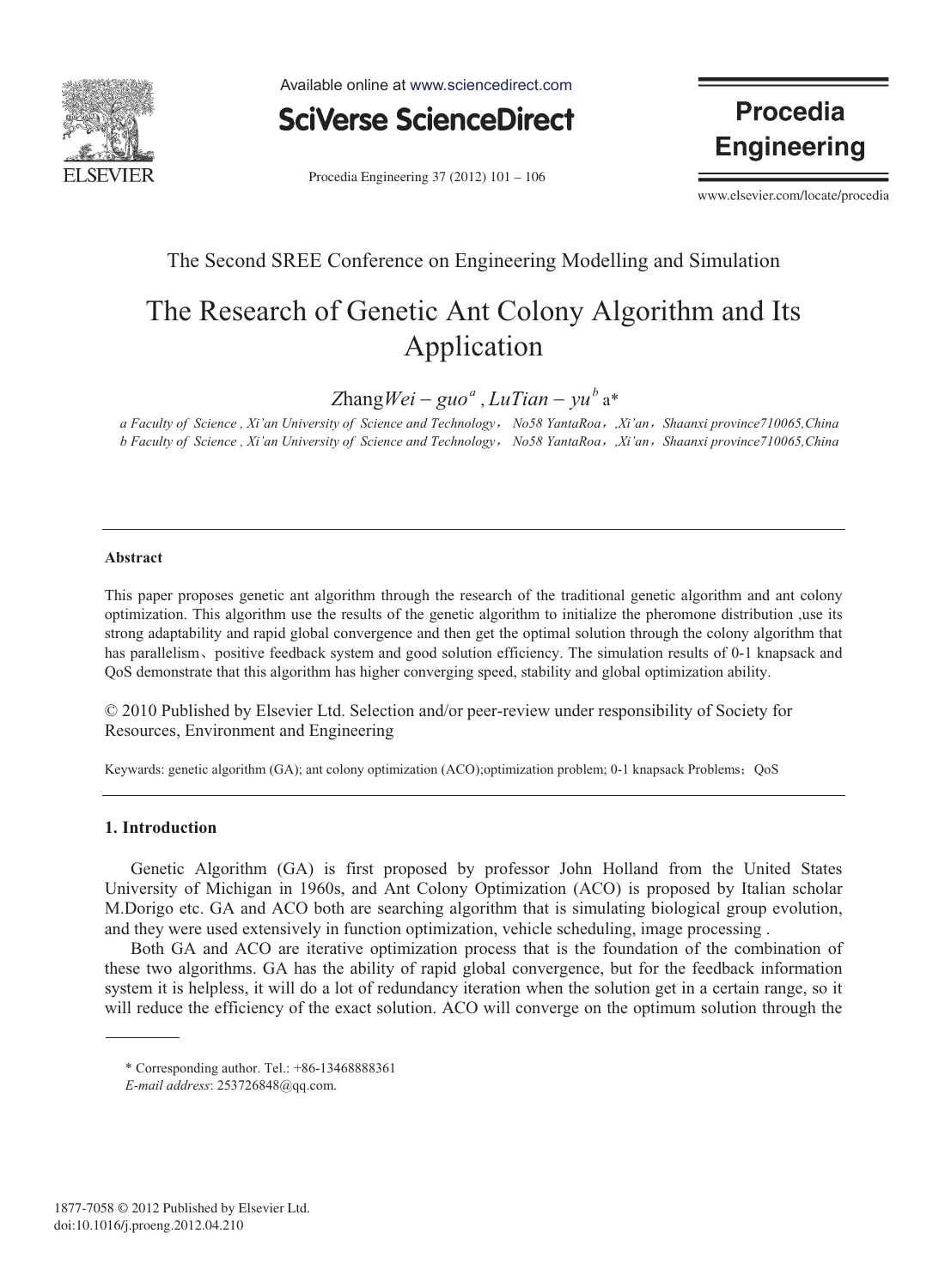The Second SREE Conference on Engineering Modelling and Simulation

# The Research of Genetic Ant Colony Algorithm and Its Application

Zhang*Wei – guo*[a] , *LuTian – yu*[b] a*

*a Faculty of Science , Xi'an University of Science and Technology， No58 YantaRoa，,Xi'an，Shaanxi province710065,China*
*b Faculty of Science , Xi'an University of Science and Technology， No58 YantaRoa，,Xi'an，Shaanxi province710065,China*

---

**Abstract**

This paper proposes genetic ant algorithm through the research of the traditional genetic algorithm and ant colony optimization. This algorithm use the results of the genetic algorithm to initialize the pheromone distribution ,use its strong adaptability and rapid global convergence and then get the optimal solution through the colony algorithm that has parallelism、positive feedback system and good solution efficiency. The simulation results of 0-1 knapsack and QoS demonstrate that this algorithm has higher converging speed, stability and global optimization ability.

© 2010 Published by Elsevier Ltd. Selection and/or peer-review under responsibility of Society for Resources, Environment and Engineering

Keywords: genetic algorithm (GA); ant colony optimization (ACO);optimization problem; 0-1 knapsack Problems；QoS

---

## 1. Introduction

Genetic Algorithm (GA) is first proposed by professor John Holland from the United States University of Michigan in 1960s, and Ant Colony Optimization (ACO) is proposed by Italian scholar M.Dorigo etc. GA and ACO both are searching algorithm that is simulating biological group evolution, and they were used extensively in function optimization, vehicle scheduling, image processing .

Both GA and ACO are iterative optimization process that is the foundation of the combination of these two algorithms. GA has the ability of rapid global convergence, but for the feedback information system it is helpless, it will do a lot of redundancy iteration when the solution get in a certain range, so it will reduce the efficiency of the exact solution. ACO will converge on the optimum solution through the

---

\* Corresponding author. Tel.: +86-13468888361
*E-mail address*: 253726848@qq.com.

1877-7058 © 2012 Published by Elsevier Ltd.
doi:10.1016/j.proeng.2012.04.210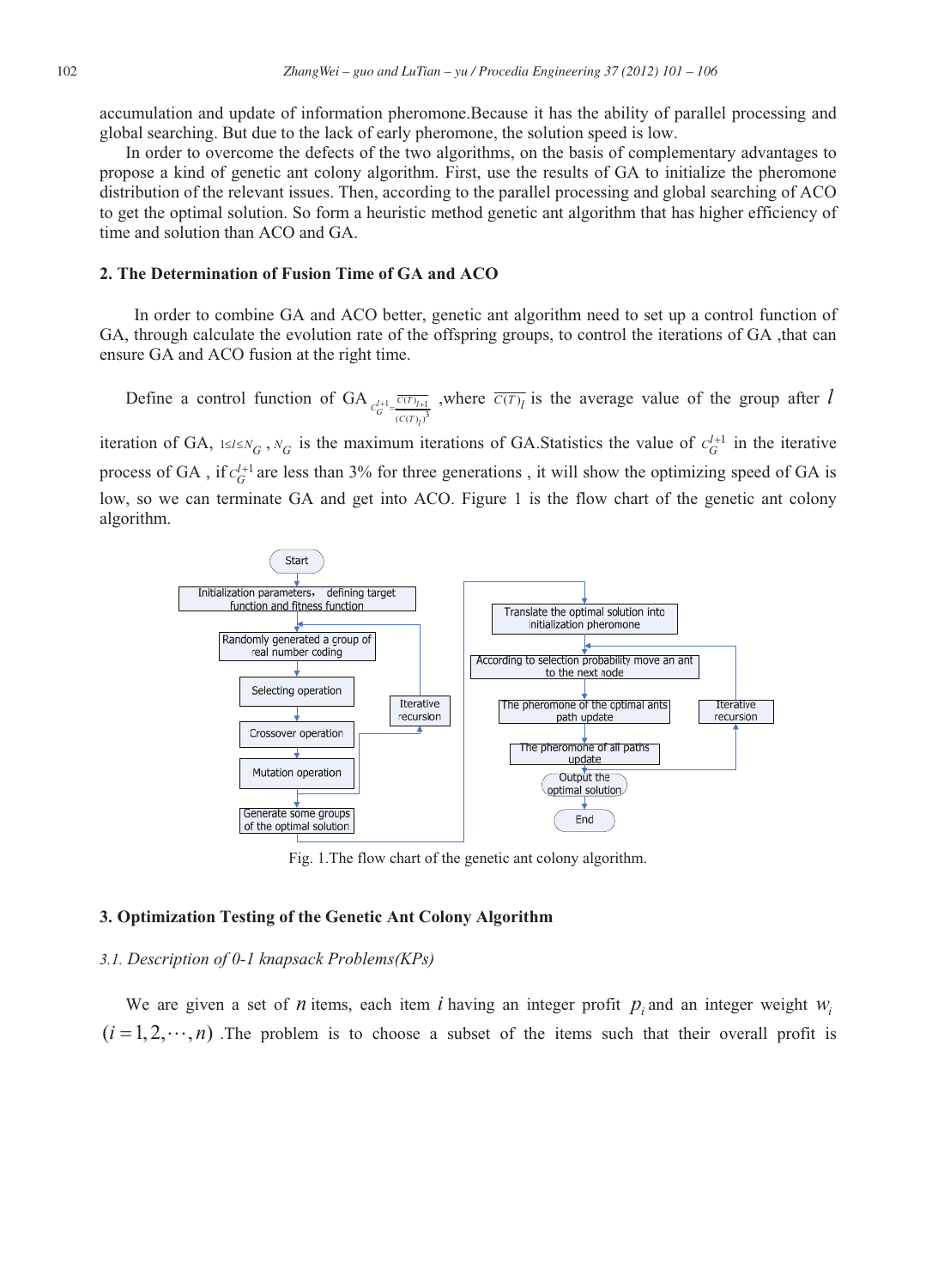accumulation and update of information pheromone.Because it has the ability of parallel processing and global searching. But due to the lack of early pheromone, the solution speed is low.

In order to overcome the defects of the two algorithms, on the basis of complementary advantages to propose a kind of genetic ant colony algorithm. First, use the results of GA to initialize the pheromone distribution of the relevant issues. Then, according to the parallel processing and global searching of ACO to get the optimal solution. So form a heuristic method genetic ant algorithm that has higher efficiency of time and solution than ACO and GA.

## 2. The Determination of Fusion Time of GA and ACO

In order to combine GA and ACO better, genetic ant algorithm need to set up a control function of GA, through calculate the evolution rate of the offspring groups, to control the iterations of GA ,that can ensure GA and ACO fusion at the right time.

Define a control function of GA $c_G^{l+1} = \frac{\overline{C(T)_{l+1}}}{(C(T)_l)^3}$ ,where $\overline{C(T)_l}$ is the average value of the group after $l$ iteration of GA, $1 \le l \le N_G$ , $N_G$ is the maximum iterations of GA.Statistics the value of $c_G^{l+1}$ in the iterative process of GA , if $c_G^{l+1}$ are less than 3% for three generations , it will show the optimizing speed of GA is low, so we can terminate GA and get into ACO. Figure 1 is the flow chart of the genetic ant colony algorithm.

Fig. 1.The flow chart of the genetic ant colony algorithm.

## 3. Optimization Testing of the Genetic Ant Colony Algorithm

### *3.1. Description of 0-1 knapsack Problems(KPs)*

We are given a set of $n$ items, each item $i$ having an integer profit $p_i$ and an integer weight $w_i$ $(i = 1, 2, \cdots, n)$ .The problem is to choose a subset of the items such that their overall profit is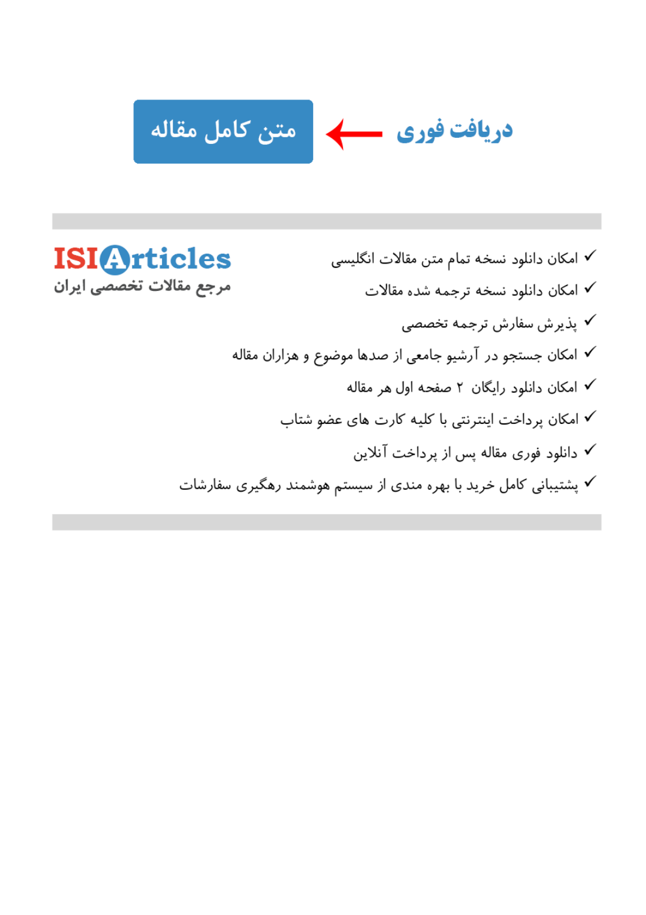دریافت فوری ← **متن کامل مقاله**

**ISIArticles**
مرجع مقالات تخصصی ایران

- ✓ امکان دانلود نسخه تمام متن مقالات انگلیسی
- ✓ امکان دانلود نسخه ترجمه شده مقالات
- ✓ پذیرش سفارش ترجمه تخصصی
- ✓ امکان جستجو در آرشیو جامعی از صدها موضوع و هزاران مقاله
- ✓ امکان دانلود رایگان ۲ صفحه اول هر مقاله
- ✓ امکان پرداخت اینترنتی با کلیه کارت های عضو شتاب
- ✓ دانلود فوری مقاله پس از پرداخت آنلاین
- ✓ پشتیبانی کامل خرید با بهره مندی از سیستم هوشمند رهگیری سفارشات